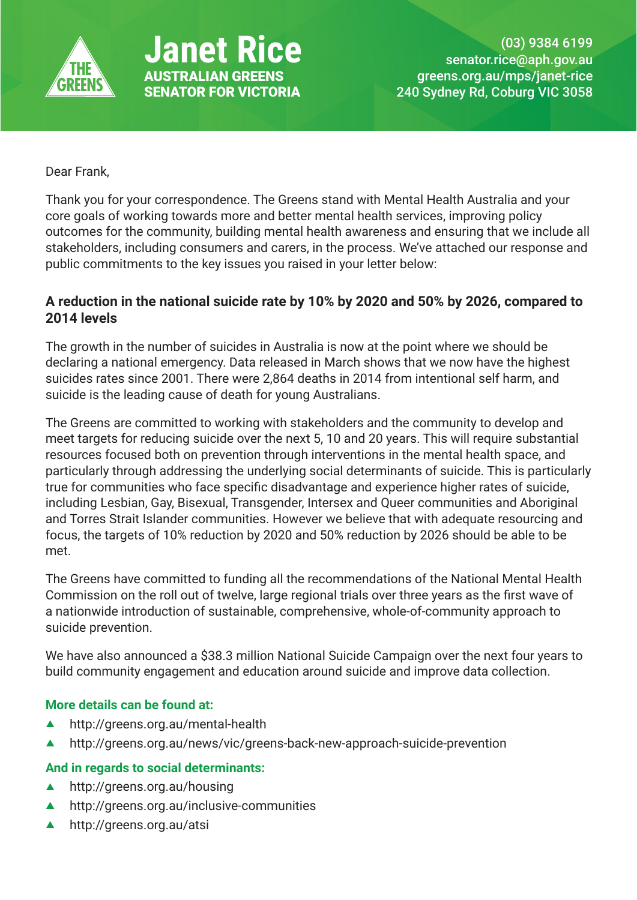# Janet Rice

**AUSTRALIAN GREENS**
**SENATOR FOR VICTORIA**

(03) 9384 6199
senator.rice@aph.gov.au
greens.org.au/mps/janet-rice
240 Sydney Rd, Coburg VIC 3058

Dear Frank,

Thank you for your correspondence. The Greens stand with Mental Health Australia and your core goals of working towards more and better mental health services, improving policy outcomes for the community, building mental health awareness and ensuring that we include all stakeholders, including consumers and carers, in the process. We've attached our response and public commitments to the key issues you raised in your letter below:

### A reduction in the national suicide rate by 10% by 2020 and 50% by 2026, compared to 2014 levels

The growth in the number of suicides in Australia is now at the point where we should be declaring a national emergency. Data released in March shows that we now have the highest suicides rates since 2001. There were 2,864 deaths in 2014 from intentional self harm, and suicide is the leading cause of death for young Australians.

The Greens are committed to working with stakeholders and the community to develop and meet targets for reducing suicide over the next 5, 10 and 20 years. This will require substantial resources focused both on prevention through interventions in the mental health space, and particularly through addressing the underlying social determinants of suicide. This is particularly true for communities who face specific disadvantage and experience higher rates of suicide, including Lesbian, Gay, Bisexual, Transgender, Intersex and Queer communities and Aboriginal and Torres Strait Islander communities. However we believe that with adequate resourcing and focus, the targets of 10% reduction by 2020 and 50% reduction by 2026 should be able to be met.

The Greens have committed to funding all the recommendations of the National Mental Health Commission on the roll out of twelve, large regional trials over three years as the first wave of a nationwide introduction of sustainable, comprehensive, whole-of-community approach to suicide prevention.

We have also announced a $38.3 million National Suicide Campaign over the next four years to build community engagement and education around suicide and improve data collection.

**More details can be found at:**

- http://greens.org.au/mental-health
- http://greens.org.au/news/vic/greens-back-new-approach-suicide-prevention

**And in regards to social determinants:**

- http://greens.org.au/housing
- http://greens.org.au/inclusive-communities
- http://greens.org.au/atsi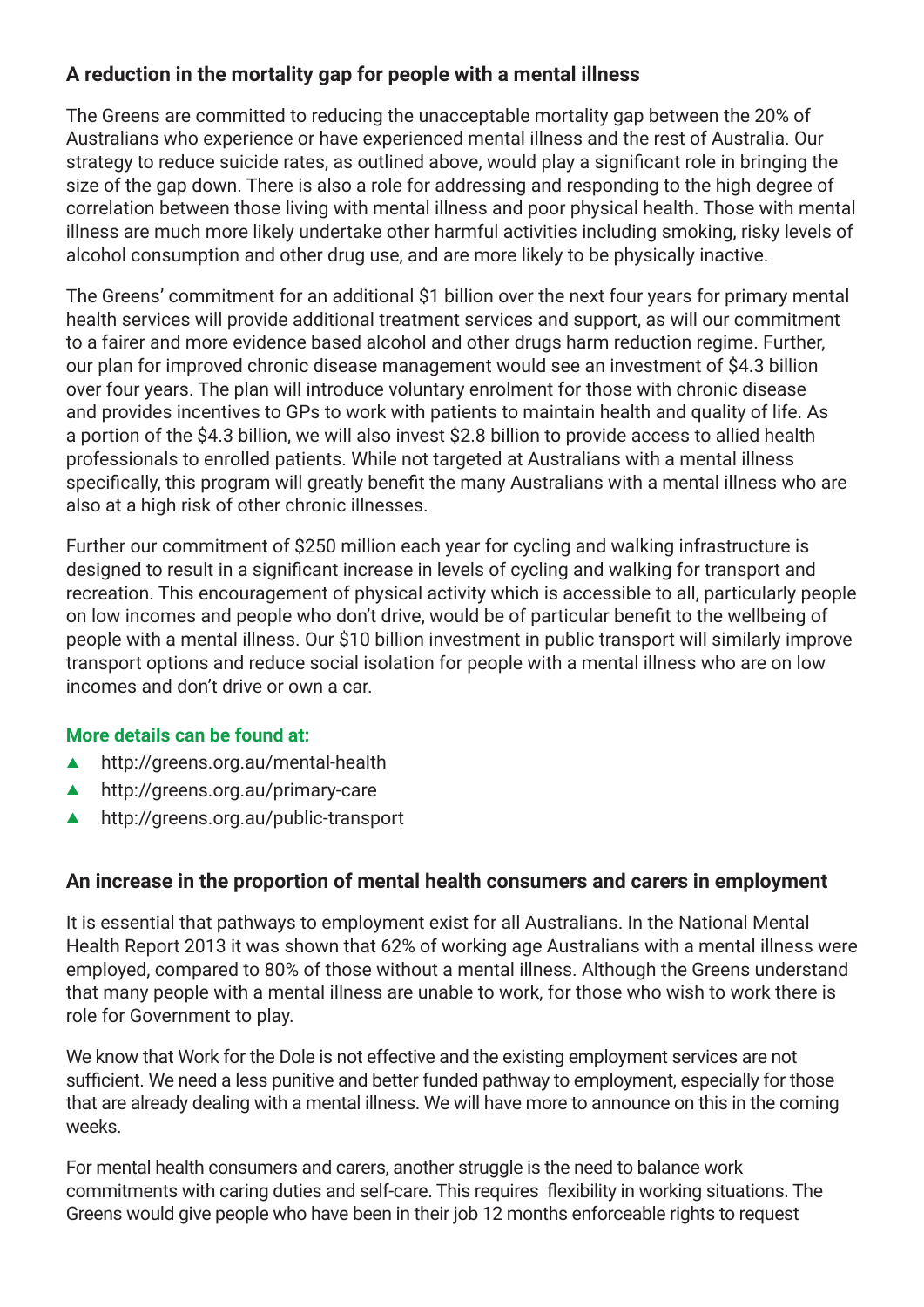### A reduction in the mortality gap for people with a mental illness

The Greens are committed to reducing the unacceptable mortality gap between the 20% of Australians who experience or have experienced mental illness and the rest of Australia. Our strategy to reduce suicide rates, as outlined above, would play a significant role in bringing the size of the gap down. There is also a role for addressing and responding to the high degree of correlation between those living with mental illness and poor physical health. Those with mental illness are much more likely undertake other harmful activities including smoking, risky levels of alcohol consumption and other drug use, and are more likely to be physically inactive.

The Greens' commitment for an additional $1 billion over the next four years for primary mental health services will provide additional treatment services and support, as will our commitment to a fairer and more evidence based alcohol and other drugs harm reduction regime. Further, our plan for improved chronic disease management would see an investment of $4.3 billion over four years. The plan will introduce voluntary enrolment for those with chronic disease and provides incentives to GPs to work with patients to maintain health and quality of life. As a portion of the $4.3 billion, we will also invest $2.8 billion to provide access to allied health professionals to enrolled patients. While not targeted at Australians with a mental illness specifically, this program will greatly benefit the many Australians with a mental illness who are also at a high risk of other chronic illnesses.

Further our commitment of $250 million each year for cycling and walking infrastructure is designed to result in a significant increase in levels of cycling and walking for transport and recreation. This encouragement of physical activity which is accessible to all, particularly people on low incomes and people who don't drive, would be of particular benefit to the wellbeing of people with a mental illness. Our $10 billion investment in public transport will similarly improve transport options and reduce social isolation for people with a mental illness who are on low incomes and don't drive or own a car.

**More details can be found at:**

- http://greens.org.au/mental-health
- http://greens.org.au/primary-care
- http://greens.org.au/public-transport

### An increase in the proportion of mental health consumers and carers in employment

It is essential that pathways to employment exist for all Australians. In the National Mental Health Report 2013 it was shown that 62% of working age Australians with a mental illness were employed, compared to 80% of those without a mental illness. Although the Greens understand that many people with a mental illness are unable to work, for those who wish to work there is role for Government to play.

We know that Work for the Dole is not effective and the existing employment services are not sufficient. We need a less punitive and better funded pathway to employment, especially for those that are already dealing with a mental illness. We will have more to announce on this in the coming weeks.

For mental health consumers and carers, another struggle is the need to balance work commitments with caring duties and self-care. This requires flexibility in working situations. The Greens would give people who have been in their job 12 months enforceable rights to request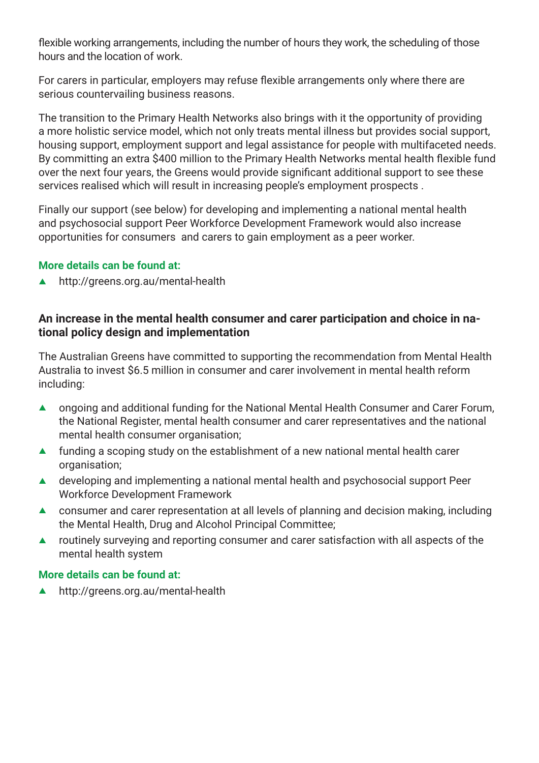flexible working arrangements, including the number of hours they work, the scheduling of those hours and the location of work.

For carers in particular, employers may refuse flexible arrangements only where there are serious countervailing business reasons.

The transition to the Primary Health Networks also brings with it the opportunity of providing a more holistic service model, which not only treats mental illness but provides social support, housing support, employment support and legal assistance for people with multifaceted needs. By committing an extra $400 million to the Primary Health Networks mental health flexible fund over the next four years, the Greens would provide significant additional support to see these services realised which will result in increasing people's employment prospects .

Finally our support (see below) for developing and implementing a national mental health and psychosocial support Peer Workforce Development Framework would also increase opportunities for consumers  and carers to gain employment as a peer worker.

**More details can be found at:**

- http://greens.org.au/mental-health

### An increase in the mental health consumer and carer participation and choice in national policy design and implementation

The Australian Greens have committed to supporting the recommendation from Mental Health Australia to invest $6.5 million in consumer and carer involvement in mental health reform including:

- ongoing and additional funding for the National Mental Health Consumer and Carer Forum, the National Register, mental health consumer and carer representatives and the national mental health consumer organisation;
- funding a scoping study on the establishment of a new national mental health carer organisation;
- developing and implementing a national mental health and psychosocial support Peer Workforce Development Framework
- consumer and carer representation at all levels of planning and decision making, including the Mental Health, Drug and Alcohol Principal Committee;
- routinely surveying and reporting consumer and carer satisfaction with all aspects of the mental health system

**More details can be found at:**

- http://greens.org.au/mental-health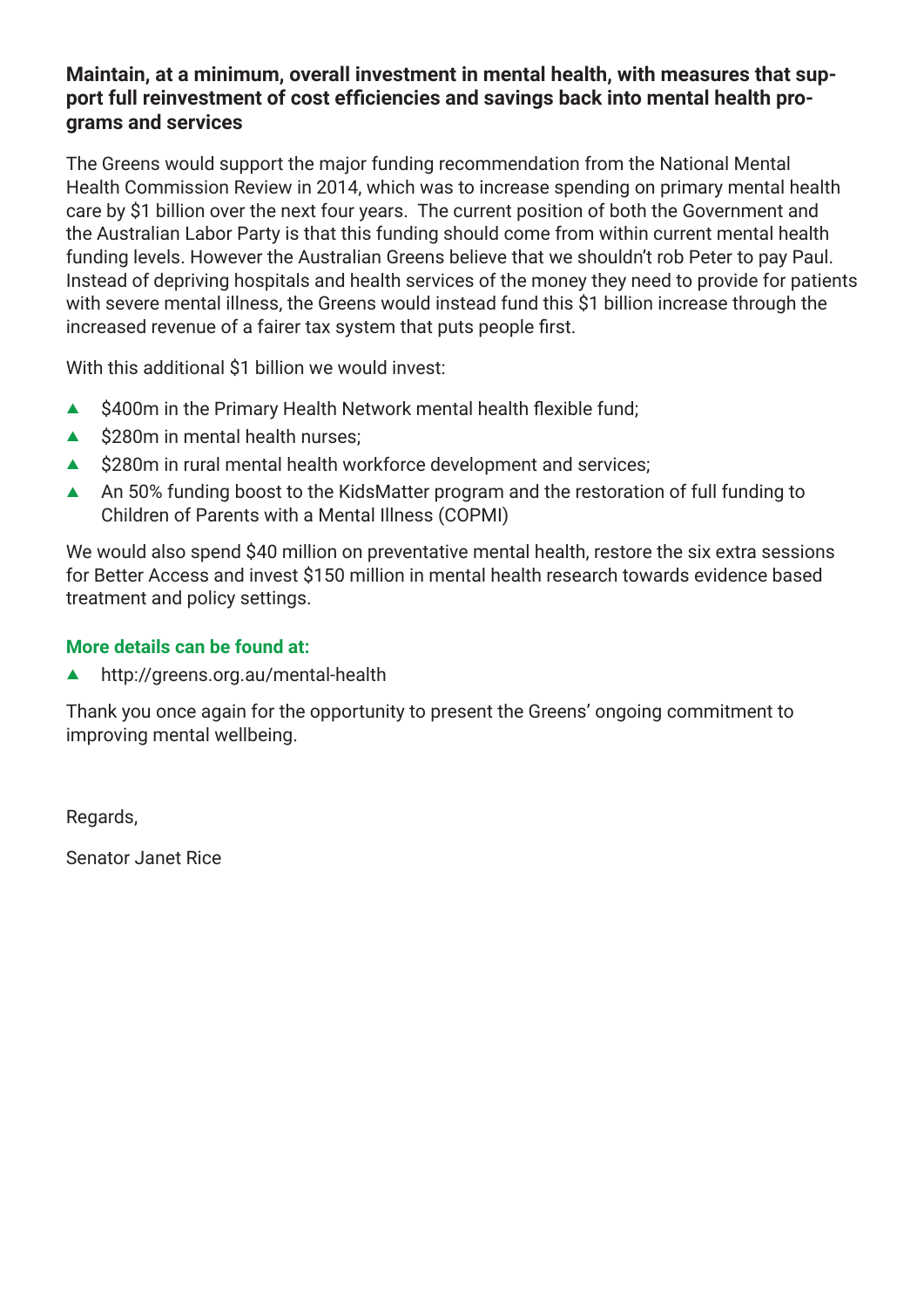**Maintain, at a minimum, overall investment in mental health, with measures that support full reinvestment of cost efficiencies and savings back into mental health programs and services**

The Greens would support the major funding recommendation from the National Mental Health Commission Review in 2014, which was to increase spending on primary mental health care by $1 billion over the next four years. The current position of both the Government and the Australian Labor Party is that this funding should come from within current mental health funding levels. However the Australian Greens believe that we shouldn't rob Peter to pay Paul. Instead of depriving hospitals and health services of the money they need to provide for patients with severe mental illness, the Greens would instead fund this $1 billion increase through the increased revenue of a fairer tax system that puts people first.

With this additional $1 billion we would invest:

- $400m in the Primary Health Network mental health flexible fund;
- $280m in mental health nurses;
- $280m in rural mental health workforce development and services;
- An 50% funding boost to the KidsMatter program and the restoration of full funding to Children of Parents with a Mental Illness (COPMI)

We would also spend $40 million on preventative mental health, restore the six extra sessions for Better Access and invest $150 million in mental health research towards evidence based treatment and policy settings.

**More details can be found at:**

- http://greens.org.au/mental-health

Thank you once again for the opportunity to present the Greens' ongoing commitment to improving mental wellbeing.

Regards,

Senator Janet Rice